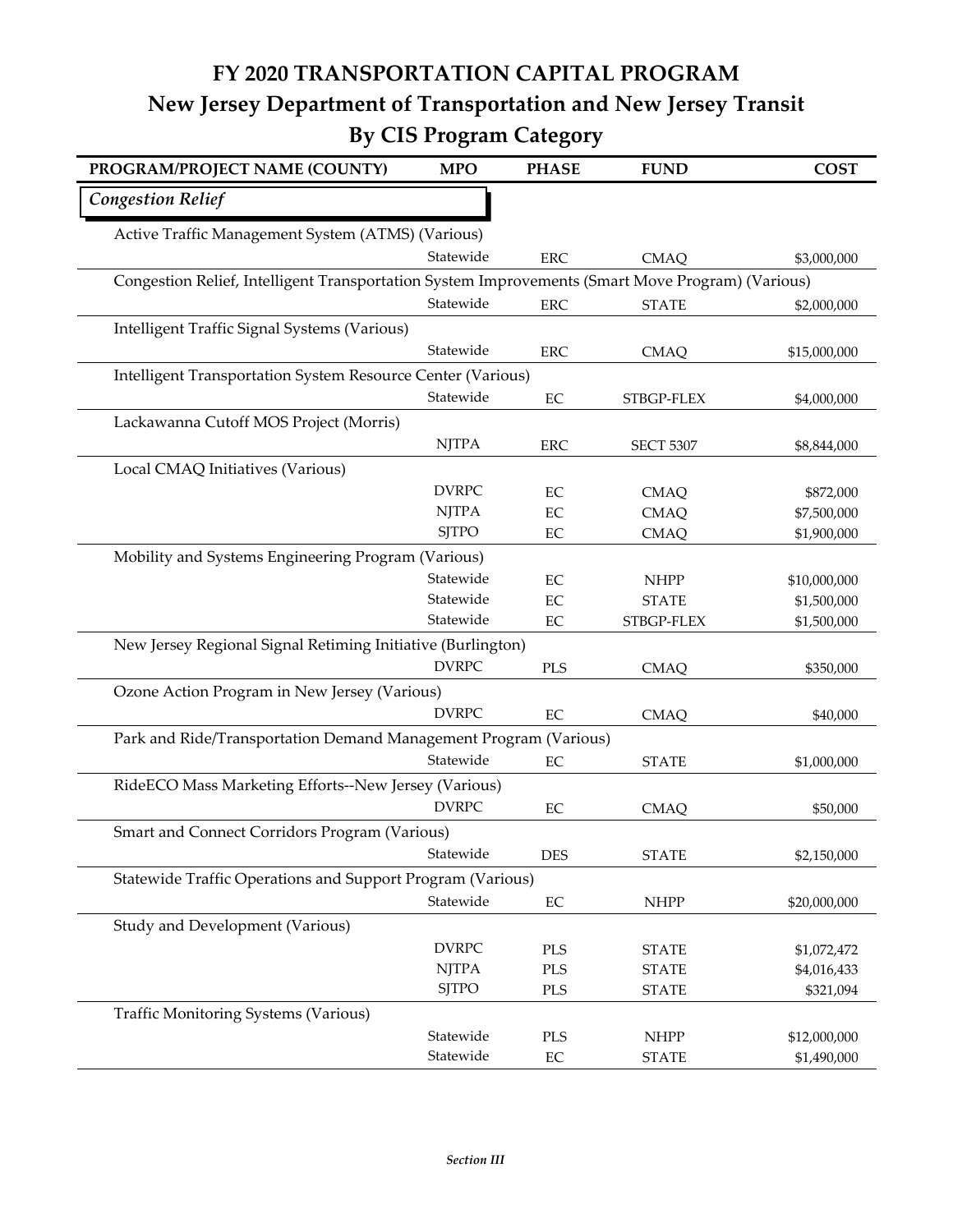# FY 2020 TRANSPORTATION CAPITAL PROGRAM

## New Jersey Department of Transportation and New Jersey Transit

## By CIS Program Category

| PROGRAM/PROJECT NAME (COUNTY) | MPO | PHASE | FUND | COST |
|---|---|---|---|---|
| ***Congestion Relief*** | | | | |
| Active Traffic Management System (ATMS) (Various) | | | | |
| | Statewide | ERC | CMAQ | $3,000,000 |
| Congestion Relief, Intelligent Transportation System Improvements (Smart Move Program) (Various) | | | | |
| | Statewide | ERC | STATE | $2,000,000 |
| Intelligent Traffic Signal Systems (Various) | | | | |
| | Statewide | ERC | CMAQ | $15,000,000 |
| Intelligent Transportation System Resource Center (Various) | | | | |
| | Statewide | EC | STBGP-FLEX | $4,000,000 |
| Lackawanna Cutoff MOS Project (Morris) | | | | |
| | NJTPA | ERC | SECT 5307 | $8,844,000 |
| Local CMAQ Initiatives (Various) | | | | |
| | DVRPC | EC | CMAQ | $872,000 |
| | NJTPA | EC | CMAQ | $7,500,000 |
| | SJTPO | EC | CMAQ | $1,900,000 |
| Mobility and Systems Engineering Program (Various) | | | | |
| | Statewide | EC | NHPP | $10,000,000 |
| | Statewide | EC | STATE | $1,500,000 |
| | Statewide | EC | STBGP-FLEX | $1,500,000 |
| New Jersey Regional Signal Retiming Initiative (Burlington) | | | | |
| | DVRPC | PLS | CMAQ | $350,000 |
| Ozone Action Program in New Jersey (Various) | | | | |
| | DVRPC | EC | CMAQ | $40,000 |
| Park and Ride/Transportation Demand Management Program (Various) | | | | |
| | Statewide | EC | STATE | $1,000,000 |
| RideECO Mass Marketing Efforts--New Jersey (Various) | | | | |
| | DVRPC | EC | CMAQ | $50,000 |
| Smart and Connect Corridors Program (Various) | | | | |
| | Statewide | DES | STATE | $2,150,000 |
| Statewide Traffic Operations and Support Program (Various) | | | | |
| | Statewide | EC | NHPP | $20,000,000 |
| Study and Development (Various) | | | | |
| | DVRPC | PLS | STATE | $1,072,472 |
| | NJTPA | PLS | STATE | $4,016,433 |
| | SJTPO | PLS | STATE | $321,094 |
| Traffic Monitoring Systems (Various) | | | | |
| | Statewide | PLS | NHPP | $12,000,000 |
| | Statewide | EC | STATE | $1,490,000 |

*Section III*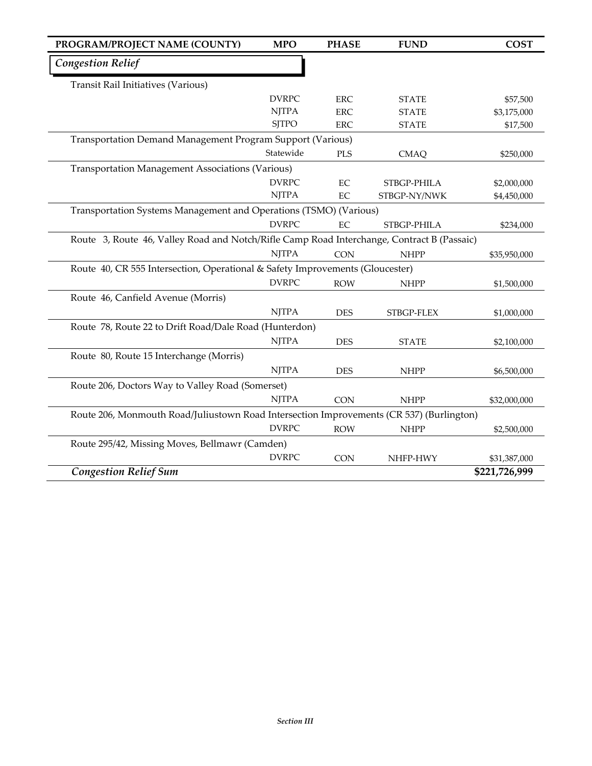| PROGRAM/PROJECT NAME (COUNTY) | MPO | PHASE | FUND | COST |
|---|---|---|---|---|
| ***Congestion Relief*** | | | | |
| Transit Rail Initiatives (Various) | | | | |
| | DVRPC | ERC | STATE | $57,500 |
| | NJTPA | ERC | STATE | $3,175,000 |
| | SJTPO | ERC | STATE | $17,500 |
| Transportation Demand Management Program Support (Various) | | | | |
| | Statewide | PLS | CMAQ | $250,000 |
| Transportation Management Associations (Various) | | | | |
| | DVRPC | EC | STBGP-PHILA | $2,000,000 |
| | NJTPA | EC | STBGP-NY/NWK | $4,450,000 |
| Transportation Systems Management and Operations (TSMO) (Various) | | | | |
| | DVRPC | EC | STBGP-PHILA | $234,000 |
| Route 3, Route 46, Valley Road and Notch/Rifle Camp Road Interchange, Contract B (Passaic) | | | | |
| | NJTPA | CON | NHPP | $35,950,000 |
| Route 40, CR 555 Intersection, Operational & Safety Improvements (Gloucester) | | | | |
| | DVRPC | ROW | NHPP | $1,500,000 |
| Route 46, Canfield Avenue (Morris) | | | | |
| | NJTPA | DES | STBGP-FLEX | $1,000,000 |
| Route 78, Route 22 to Drift Road/Dale Road (Hunterdon) | | | | |
| | NJTPA | DES | STATE | $2,100,000 |
| Route 80, Route 15 Interchange (Morris) | | | | |
| | NJTPA | DES | NHPP | $6,500,000 |
| Route 206, Doctors Way to Valley Road (Somerset) | | | | |
| | NJTPA | CON | NHPP | $32,000,000 |
| Route 206, Monmouth Road/Juliustown Road Intersection Improvements (CR 537) (Burlington) | | | | |
| | DVRPC | ROW | NHPP | $2,500,000 |
| Route 295/42, Missing Moves, Bellmawr (Camden) | | | | |
| | DVRPC | CON | NHFP-HWY | $31,387,000 |
| ***Congestion Relief Sum*** | | | | **$221,726,999** |